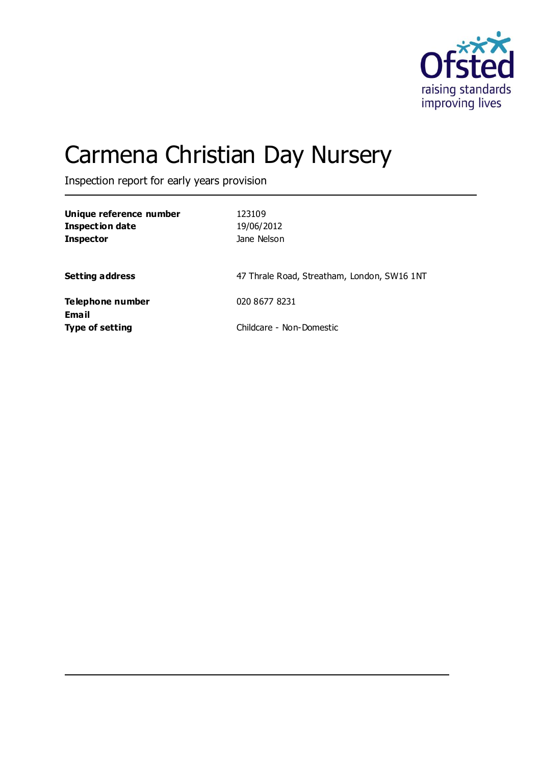# Carmena Christian Day Nursery

Inspection report for early years provision

| | |
|---|---|
| **Unique reference number** | 123109 |
| **Inspection date** | 19/06/2012 |
| **Inspector** | Jane Nelson |
| **Setting address** | 47 Thrale Road, Streatham, London, SW16 1NT |
| **Telephone number** | 020 8677 8231 |
| **Email** | |
| **Type of setting** | Childcare - Non-Domestic |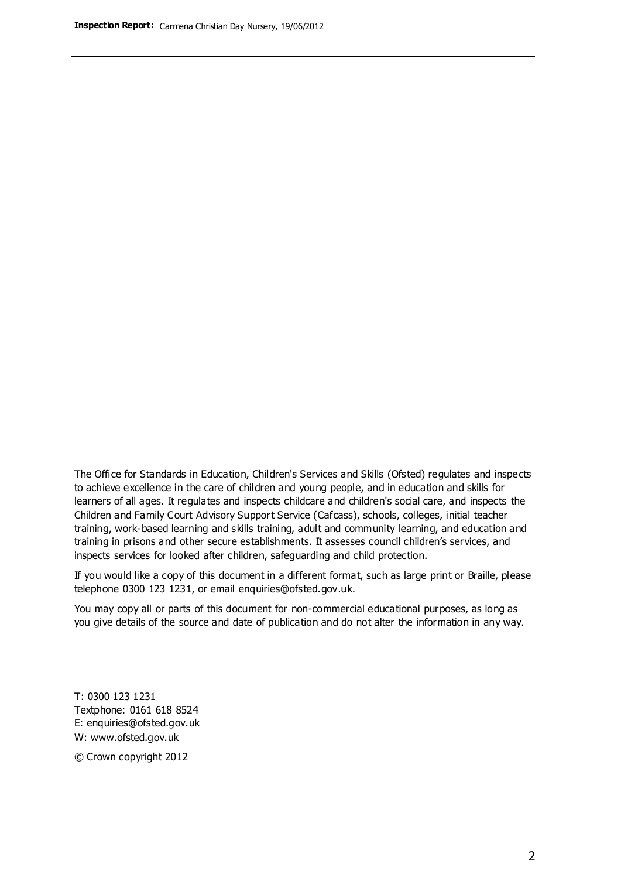The Office for Standards in Education, Children's Services and Skills (Ofsted) regulates and inspects to achieve excellence in the care of children and young people, and in education and skills for learners of all ages. It regulates and inspects childcare and children's social care, and inspects the Children and Family Court Advisory Support Service (Cafcass), schools, colleges, initial teacher training, work-based learning and skills training, adult and community learning, and education and training in prisons and other secure establishments. It assesses council children's services, and inspects services for looked after children, safeguarding and child protection.

If you would like a copy of this document in a different format, such as large print or Braille, please telephone 0300 123 1231, or email enquiries@ofsted.gov.uk.

You may copy all or parts of this document for non-commercial educational purposes, as long as you give details of the source and date of publication and do not alter the information in any way.

T: 0300 123 1231
Textphone: 0161 618 8524
E: enquiries@ofsted.gov.uk
W: www.ofsted.gov.uk

© Crown copyright 2012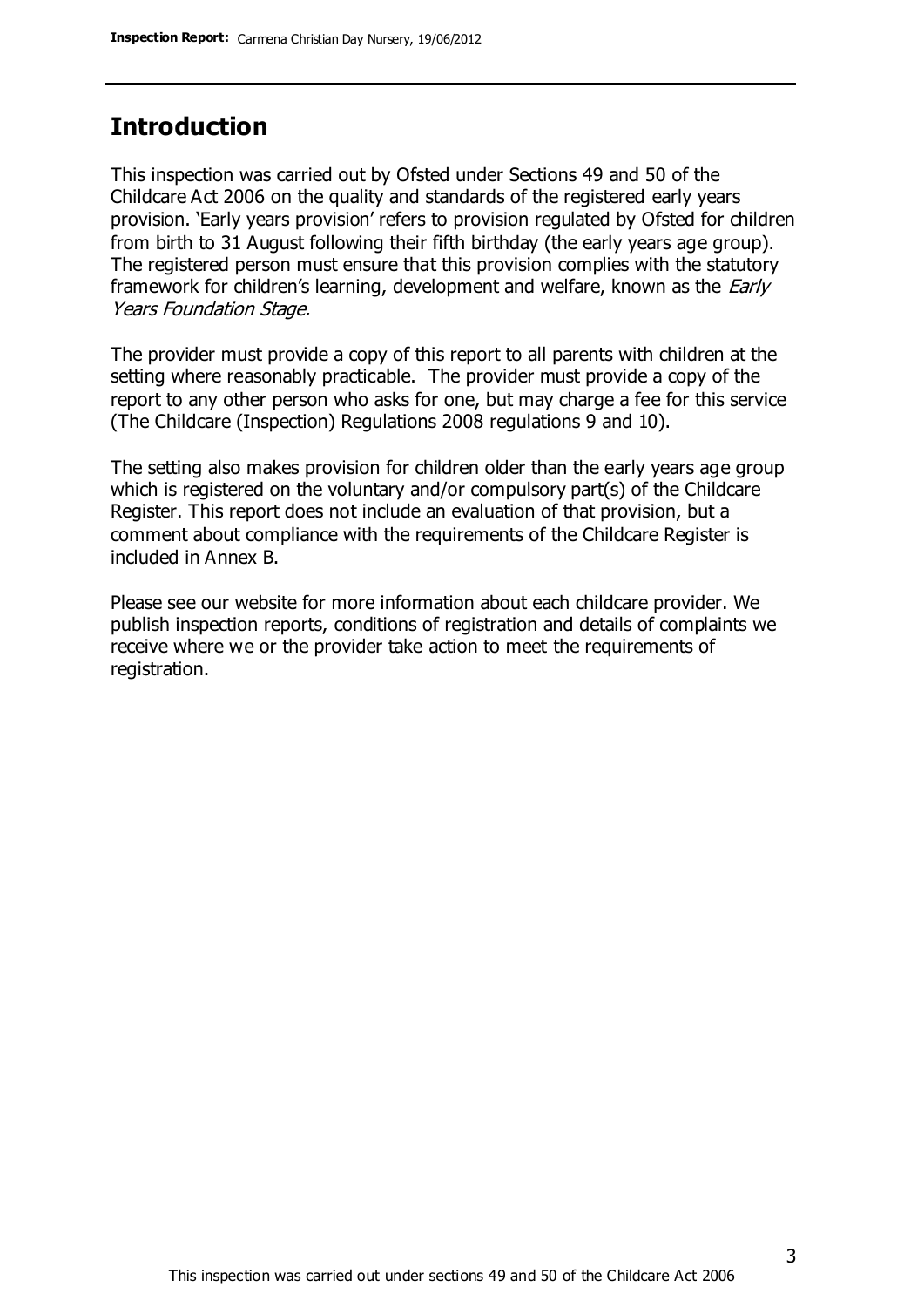## Introduction

This inspection was carried out by Ofsted under Sections 49 and 50 of the Childcare Act 2006 on the quality and standards of the registered early years provision. 'Early years provision' refers to provision regulated by Ofsted for children from birth to 31 August following their fifth birthday (the early years age group). The registered person must ensure that this provision complies with the statutory framework for children's learning, development and welfare, known as the *Early Years Foundation Stage.*

The provider must provide a copy of this report to all parents with children at the setting where reasonably practicable. The provider must provide a copy of the report to any other person who asks for one, but may charge a fee for this service (The Childcare (Inspection) Regulations 2008 regulations 9 and 10).

The setting also makes provision for children older than the early years age group which is registered on the voluntary and/or compulsory part(s) of the Childcare Register. This report does not include an evaluation of that provision, but a comment about compliance with the requirements of the Childcare Register is included in Annex B.

Please see our website for more information about each childcare provider. We publish inspection reports, conditions of registration and details of complaints we receive where we or the provider take action to meet the requirements of registration.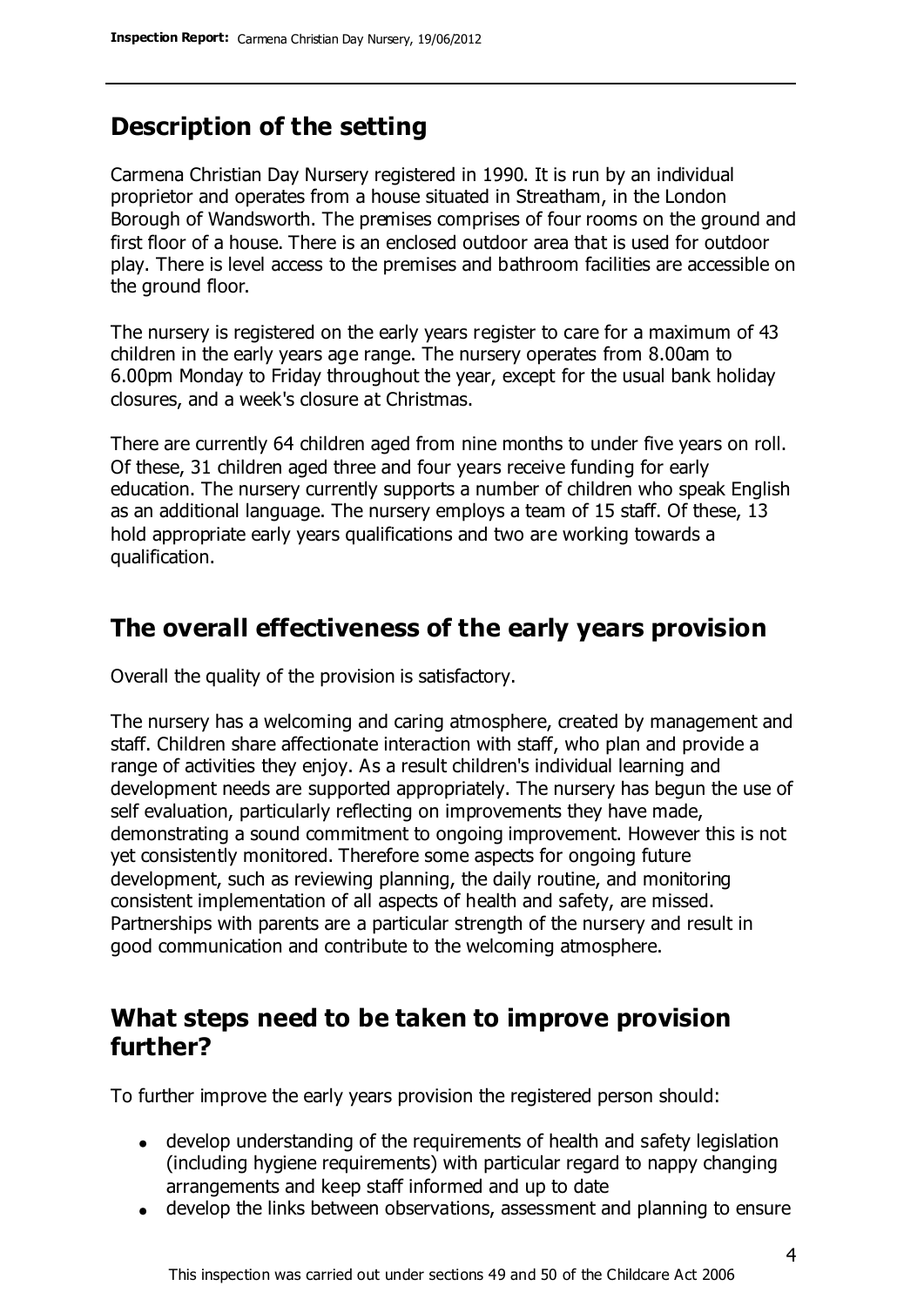## Description of the setting

Carmena Christian Day Nursery registered in 1990. It is run by an individual proprietor and operates from a house situated in Streatham, in the London Borough of Wandsworth. The premises comprises of four rooms on the ground and first floor of a house. There is an enclosed outdoor area that is used for outdoor play. There is level access to the premises and bathroom facilities are accessible on the ground floor.

The nursery is registered on the early years register to care for a maximum of 43 children in the early years age range. The nursery operates from 8.00am to 6.00pm Monday to Friday throughout the year, except for the usual bank holiday closures, and a week's closure at Christmas.

There are currently 64 children aged from nine months to under five years on roll. Of these, 31 children aged three and four years receive funding for early education. The nursery currently supports a number of children who speak English as an additional language. The nursery employs a team of 15 staff. Of these, 13 hold appropriate early years qualifications and two are working towards a qualification.

## The overall effectiveness of the early years provision

Overall the quality of the provision is satisfactory.

The nursery has a welcoming and caring atmosphere, created by management and staff. Children share affectionate interaction with staff, who plan and provide a range of activities they enjoy. As a result children's individual learning and development needs are supported appropriately. The nursery has begun the use of self evaluation, particularly reflecting on improvements they have made, demonstrating a sound commitment to ongoing improvement. However this is not yet consistently monitored. Therefore some aspects for ongoing future development, such as reviewing planning, the daily routine, and monitoring consistent implementation of all aspects of health and safety, are missed. Partnerships with parents are a particular strength of the nursery and result in good communication and contribute to the welcoming atmosphere.

## What steps need to be taken to improve provision further?

To further improve the early years provision the registered person should:

- develop understanding of the requirements of health and safety legislation (including hygiene requirements) with particular regard to nappy changing arrangements and keep staff informed and up to date
- develop the links between observations, assessment and planning to ensure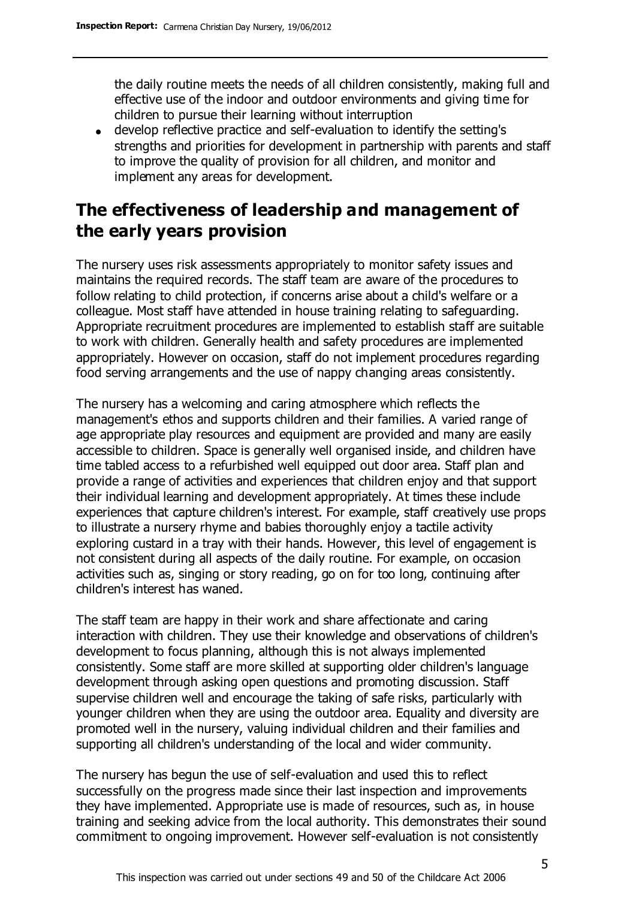the daily routine meets the needs of all children consistently, making full and effective use of the indoor and outdoor environments and giving time for children to pursue their learning without interruption

- develop reflective practice and self-evaluation to identify the setting's strengths and priorities for development in partnership with parents and staff to improve the quality of provision for all children, and monitor and implement any areas for development.

## The effectiveness of leadership and management of the early years provision

The nursery uses risk assessments appropriately to monitor safety issues and maintains the required records. The staff team are aware of the procedures to follow relating to child protection, if concerns arise about a child's welfare or a colleague. Most staff have attended in house training relating to safeguarding. Appropriate recruitment procedures are implemented to establish staff are suitable to work with children. Generally health and safety procedures are implemented appropriately. However on occasion, staff do not implement procedures regarding food serving arrangements and the use of nappy changing areas consistently.

The nursery has a welcoming and caring atmosphere which reflects the management's ethos and supports children and their families. A varied range of age appropriate play resources and equipment are provided and many are easily accessible to children. Space is generally well organised inside, and children have time tabled access to a refurbished well equipped out door area. Staff plan and provide a range of activities and experiences that children enjoy and that support their individual learning and development appropriately. At times these include experiences that capture children's interest. For example, staff creatively use props to illustrate a nursery rhyme and babies thoroughly enjoy a tactile activity exploring custard in a tray with their hands. However, this level of engagement is not consistent during all aspects of the daily routine. For example, on occasion activities such as, singing or story reading, go on for too long, continuing after children's interest has waned.

The staff team are happy in their work and share affectionate and caring interaction with children. They use their knowledge and observations of children's development to focus planning, although this is not always implemented consistently. Some staff are more skilled at supporting older children's language development through asking open questions and promoting discussion. Staff supervise children well and encourage the taking of safe risks, particularly with younger children when they are using the outdoor area. Equality and diversity are promoted well in the nursery, valuing individual children and their families and supporting all children's understanding of the local and wider community.

The nursery has begun the use of self-evaluation and used this to reflect successfully on the progress made since their last inspection and improvements they have implemented. Appropriate use is made of resources, such as, in house training and seeking advice from the local authority. This demonstrates their sound commitment to ongoing improvement. However self-evaluation is not consistently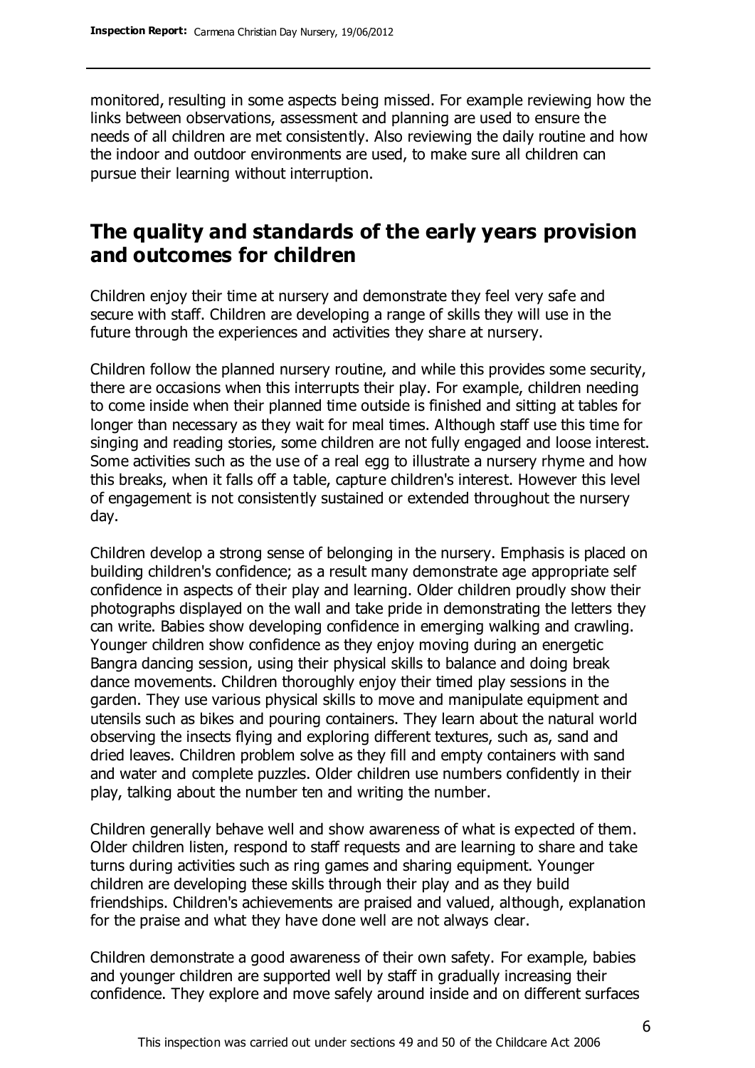monitored, resulting in some aspects being missed. For example reviewing how the links between observations, assessment and planning are used to ensure the needs of all children are met consistently. Also reviewing the daily routine and how the indoor and outdoor environments are used, to make sure all children can pursue their learning without interruption.

## The quality and standards of the early years provision and outcomes for children

Children enjoy their time at nursery and demonstrate they feel very safe and secure with staff. Children are developing a range of skills they will use in the future through the experiences and activities they share at nursery.

Children follow the planned nursery routine, and while this provides some security, there are occasions when this interrupts their play. For example, children needing to come inside when their planned time outside is finished and sitting at tables for longer than necessary as they wait for meal times. Although staff use this time for singing and reading stories, some children are not fully engaged and loose interest. Some activities such as the use of a real egg to illustrate a nursery rhyme and how this breaks, when it falls off a table, capture children's interest. However this level of engagement is not consistently sustained or extended throughout the nursery day.

Children develop a strong sense of belonging in the nursery. Emphasis is placed on building children's confidence; as a result many demonstrate age appropriate self confidence in aspects of their play and learning. Older children proudly show their photographs displayed on the wall and take pride in demonstrating the letters they can write. Babies show developing confidence in emerging walking and crawling. Younger children show confidence as they enjoy moving during an energetic Bangra dancing session, using their physical skills to balance and doing break dance movements. Children thoroughly enjoy their timed play sessions in the garden. They use various physical skills to move and manipulate equipment and utensils such as bikes and pouring containers. They learn about the natural world observing the insects flying and exploring different textures, such as, sand and dried leaves. Children problem solve as they fill and empty containers with sand and water and complete puzzles. Older children use numbers confidently in their play, talking about the number ten and writing the number.

Children generally behave well and show awareness of what is expected of them. Older children listen, respond to staff requests and are learning to share and take turns during activities such as ring games and sharing equipment. Younger children are developing these skills through their play and as they build friendships. Children's achievements are praised and valued, although, explanation for the praise and what they have done well are not always clear.

Children demonstrate a good awareness of their own safety. For example, babies and younger children are supported well by staff in gradually increasing their confidence. They explore and move safely around inside and on different surfaces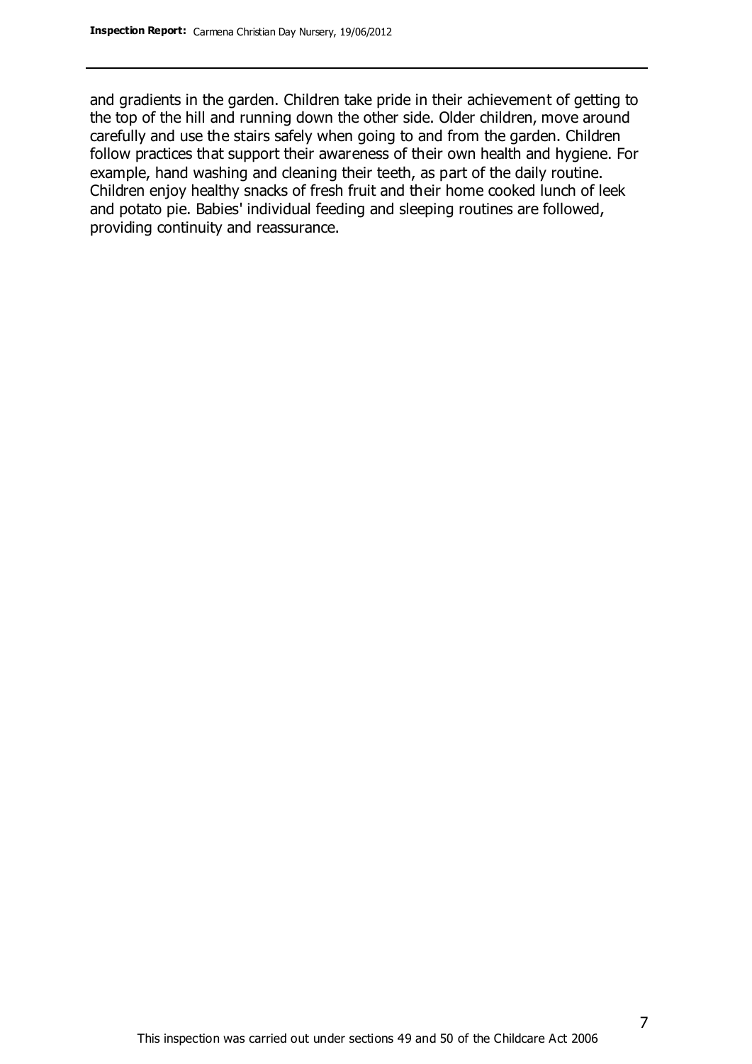and gradients in the garden. Children take pride in their achievement of getting to the top of the hill and running down the other side. Older children, move around carefully and use the stairs safely when going to and from the garden. Children follow practices that support their awareness of their own health and hygiene. For example, hand washing and cleaning their teeth, as part of the daily routine. Children enjoy healthy snacks of fresh fruit and their home cooked lunch of leek and potato pie. Babies' individual feeding and sleeping routines are followed, providing continuity and reassurance.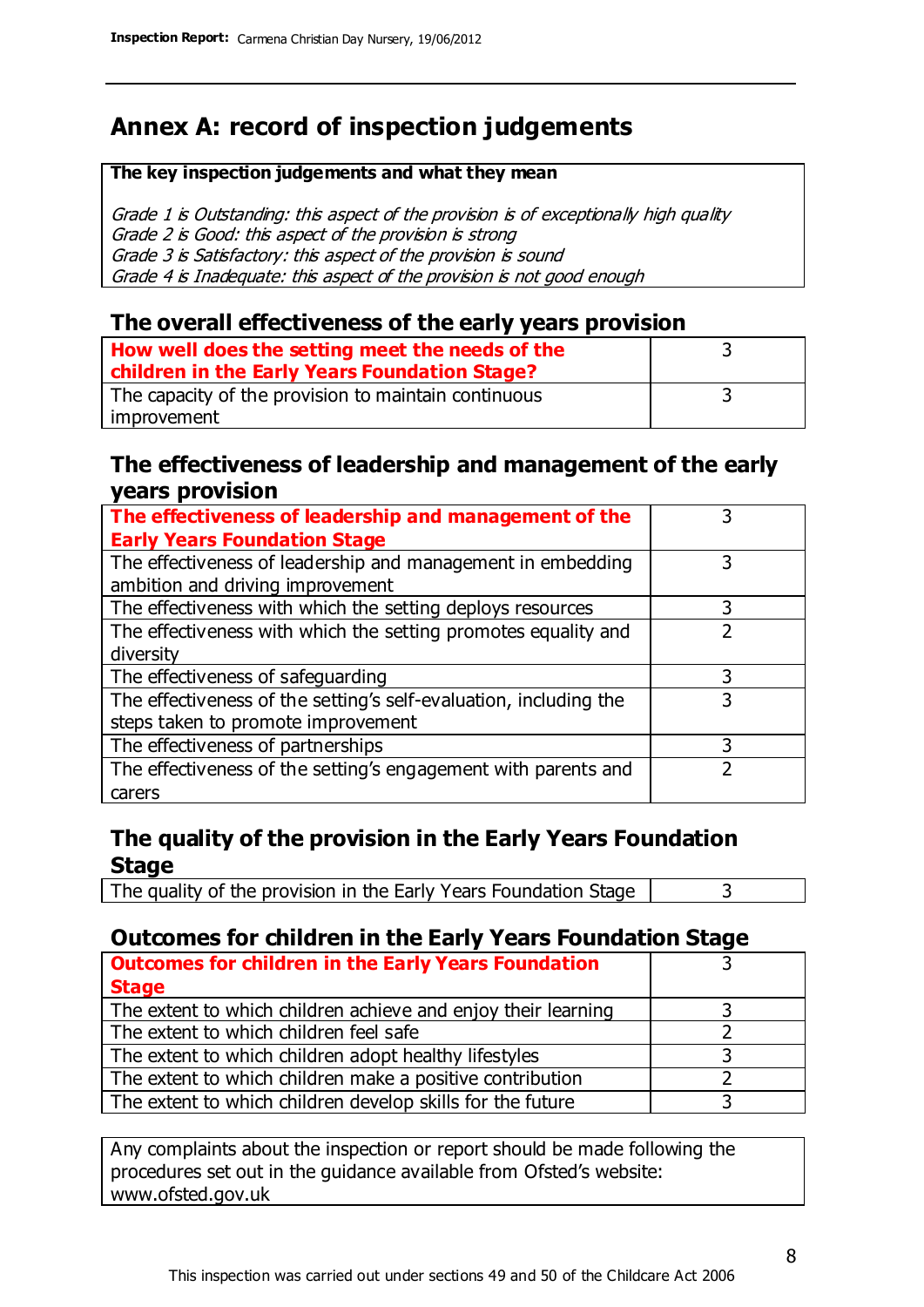# Annex A: record of inspection judgements

| **The key inspection judgements and what they mean** |
|---|
| *Grade 1 is Outstanding: this aspect of the provision is of exceptionally high quality* |
| *Grade 2 is Good: this aspect of the provision is strong* |
| *Grade 3 is Satisfactory: this aspect of the provision is sound* |
| *Grade 4 is Inadequate: this aspect of the provision is not good enough* |

## The overall effectiveness of the early years provision

| | |
|---|---|
| **How well does the setting meet the needs of the children in the Early Years Foundation Stage?** | 3 |
| The capacity of the provision to maintain continuous improvement | 3 |

## The effectiveness of leadership and management of the early years provision

| | |
|---|---|
| **The effectiveness of leadership and management of the Early Years Foundation Stage** | 3 |
| The effectiveness of leadership and management in embedding ambition and driving improvement | 3 |
| The effectiveness with which the setting deploys resources | 3 |
| The effectiveness with which the setting promotes equality and diversity | 2 |
| The effectiveness of safeguarding | 3 |
| The effectiveness of the setting's self-evaluation, including the steps taken to promote improvement | 3 |
| The effectiveness of partnerships | 3 |
| The effectiveness of the setting's engagement with parents and carers | 2 |

## The quality of the provision in the Early Years Foundation Stage

| | |
|---|---|
| The quality of the provision in the Early Years Foundation Stage | 3 |

## Outcomes for children in the Early Years Foundation Stage

| | |
|---|---|
| **Outcomes for children in the Early Years Foundation Stage** | 3 |
| The extent to which children achieve and enjoy their learning | 3 |
| The extent to which children feel safe | 2 |
| The extent to which children adopt healthy lifestyles | 3 |
| The extent to which children make a positive contribution | 2 |
| The extent to which children develop skills for the future | 3 |

Any complaints about the inspection or report should be made following the procedures set out in the guidance available from Ofsted's website: www.ofsted.gov.uk

This inspection was carried out under sections 49 and 50 of the Childcare Act 2006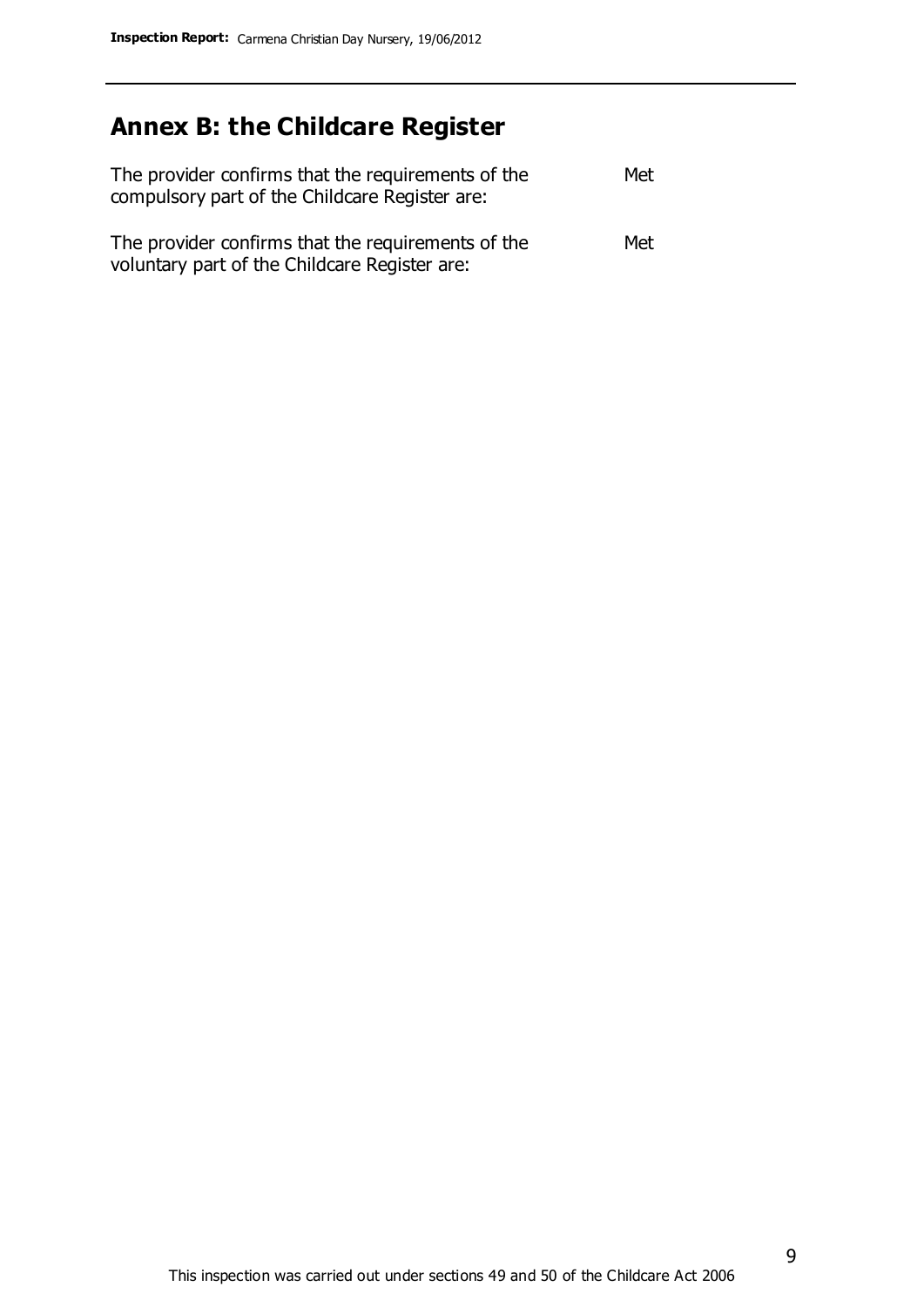## Annex B: the Childcare Register

| | |
|---|---|
| The provider confirms that the requirements of the compulsory part of the Childcare Register are: | Met |
| The provider confirms that the requirements of the voluntary part of the Childcare Register are: | Met |

This inspection was carried out under sections 49 and 50 of the Childcare Act 2006